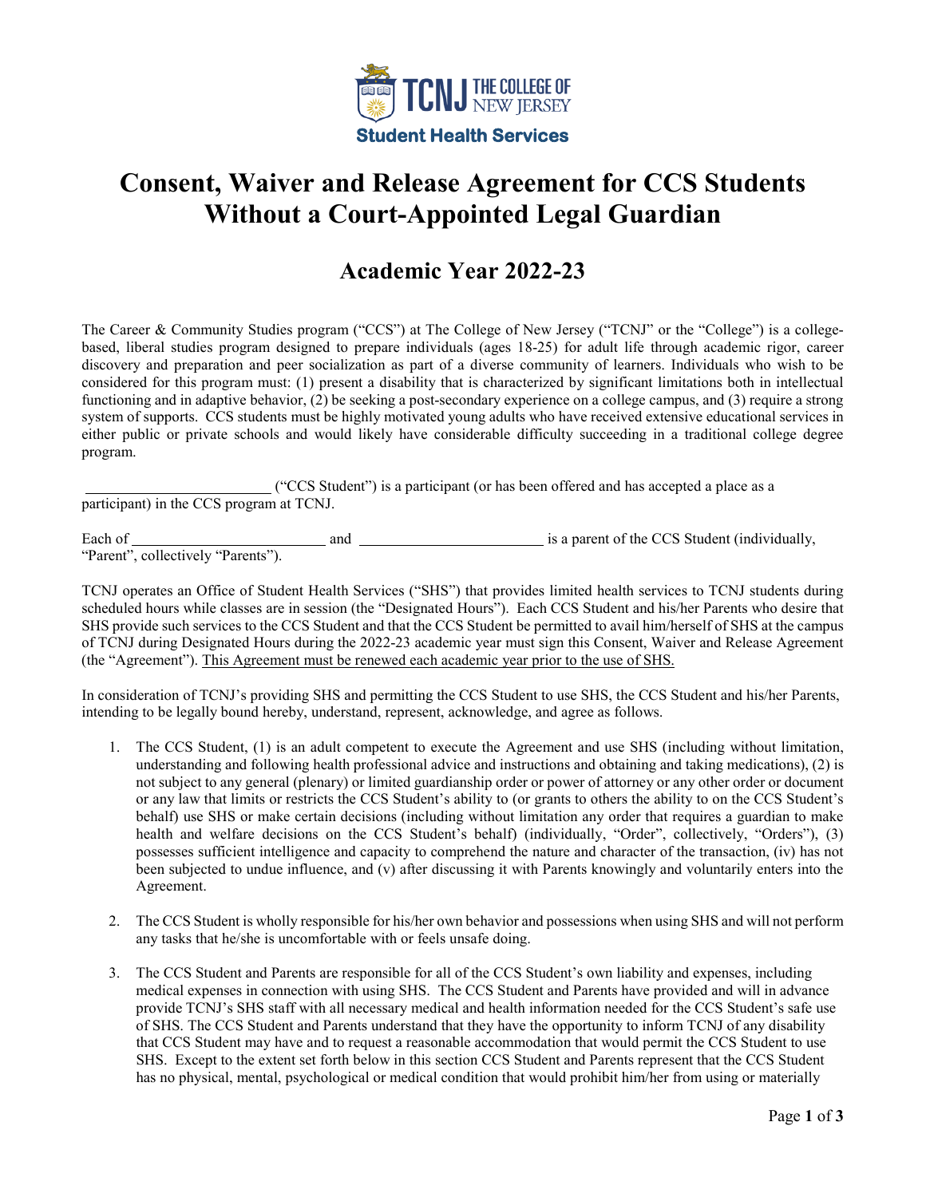TCNJ THE COLLEGE OF NEW JERSEY

**Student Health Services**

# Consent, Waiver and Release Agreement for CCS Students Without a Court-Appointed Legal Guardian

## Academic Year 2022-23

The Career & Community Studies program ("CCS") at The College of New Jersey ("TCNJ" or the "College") is a college-based, liberal studies program designed to prepare individuals (ages 18-25) for adult life through academic rigor, career discovery and preparation and peer socialization as part of a diverse community of learners. Individuals who wish to be considered for this program must: (1) present a disability that is characterized by significant limitations both in intellectual functioning and in adaptive behavior, (2) be seeking a post-secondary experience on a college campus, and (3) require a strong system of supports. CCS students must be highly motivated young adults who have received extensive educational services in either public or private schools and would likely have considerable difficulty succeeding in a traditional college degree program.

\_\_\_\_\_\_\_\_\_\_\_\_\_\_\_\_\_\_\_\_\_\_\_\_ ("CCS Student") is a participant (or has been offered and has accepted a place as a participant) in the CCS program at TCNJ.

Each of \_\_\_\_\_\_\_\_\_\_\_\_\_\_\_\_\_\_\_\_\_\_\_\_ and \_\_\_\_\_\_\_\_\_\_\_\_\_\_\_\_\_\_\_\_\_\_\_\_ is a parent of the CCS Student (individually, "Parent", collectively "Parents").

TCNJ operates an Office of Student Health Services ("SHS") that provides limited health services to TCNJ students during scheduled hours while classes are in session (the "Designated Hours"). Each CCS Student and his/her Parents who desire that SHS provide such services to the CCS Student and that the CCS Student be permitted to avail him/herself of SHS at the campus of TCNJ during Designated Hours during the 2022-23 academic year must sign this Consent, Waiver and Release Agreement (the "Agreement"). This Agreement must be renewed each academic year prior to the use of SHS.

In consideration of TCNJ's providing SHS and permitting the CCS Student to use SHS, the CCS Student and his/her Parents, intending to be legally bound hereby, understand, represent, acknowledge, and agree as follows.

1. The CCS Student, (1) is an adult competent to execute the Agreement and use SHS (including without limitation, understanding and following health professional advice and instructions and obtaining and taking medications), (2) is not subject to any general (plenary) or limited guardianship order or power of attorney or any other order or document or any law that limits or restricts the CCS Student's ability to (or grants to others the ability to on the CCS Student's behalf) use SHS or make certain decisions (including without limitation any order that requires a guardian to make health and welfare decisions on the CCS Student's behalf) (individually, "Order", collectively, "Orders"), (3) possesses sufficient intelligence and capacity to comprehend the nature and character of the transaction, (iv) has not been subjected to undue influence, and (v) after discussing it with Parents knowingly and voluntarily enters into the Agreement.

2. The CCS Student is wholly responsible for his/her own behavior and possessions when using SHS and will not perform any tasks that he/she is uncomfortable with or feels unsafe doing.

3. The CCS Student and Parents are responsible for all of the CCS Student's own liability and expenses, including medical expenses in connection with using SHS. The CCS Student and Parents have provided and will in advance provide TCNJ's SHS staff with all necessary medical and health information needed for the CCS Student's safe use of SHS. The CCS Student and Parents understand that they have the opportunity to inform TCNJ of any disability that CCS Student may have and to request a reasonable accommodation that would permit the CCS Student to use SHS. Except to the extent set forth below in this section CCS Student and Parents represent that the CCS Student has no physical, mental, psychological or medical condition that would prohibit him/her from using or materially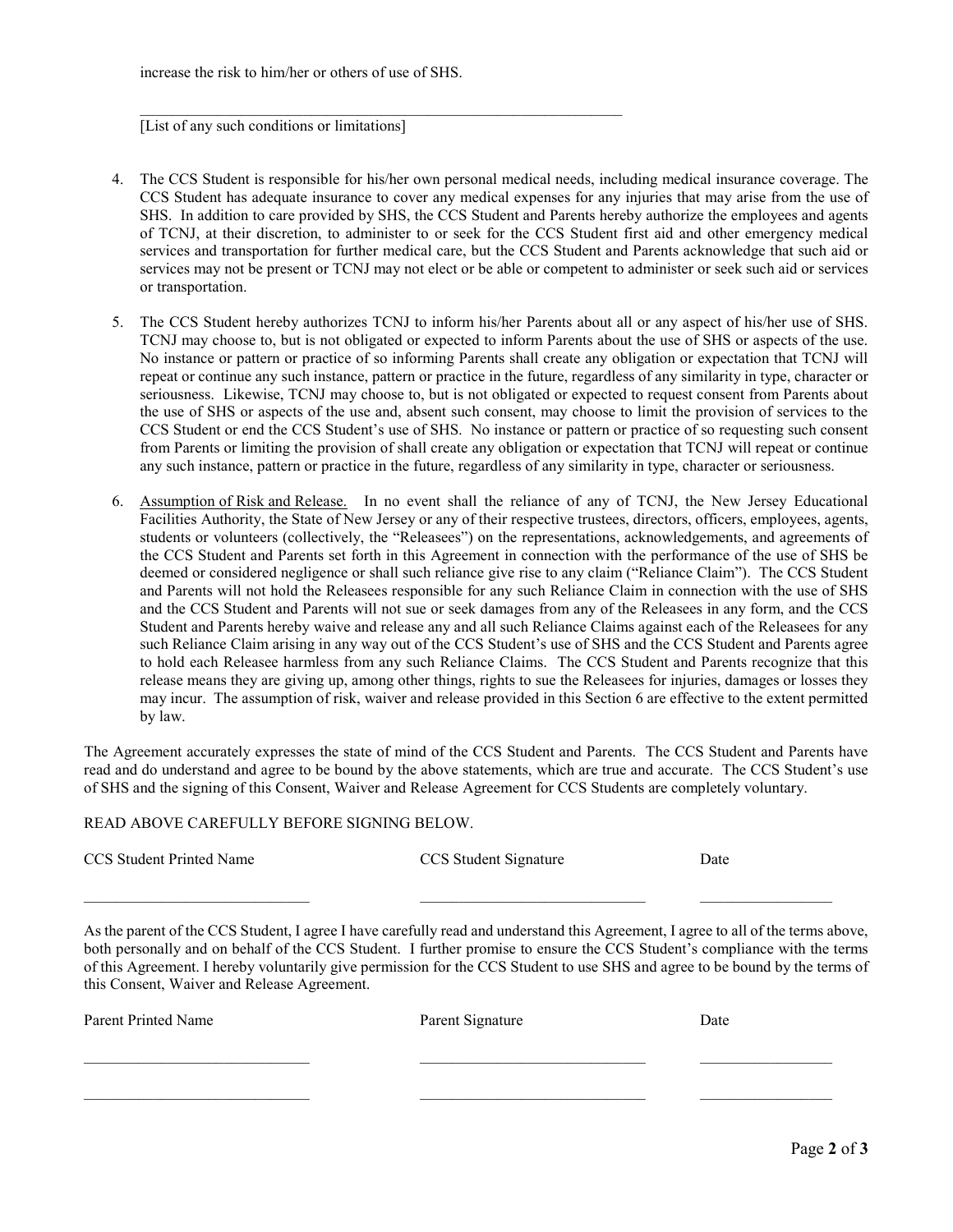increase the risk to him/her or others of use of SHS.

\_\_\_\_\_\_\_\_\_\_\_\_\_\_\_\_\_\_\_\_\_\_\_\_\_\_\_\_\_\_\_\_\_\_\_\_\_\_\_\_\_\_\_\_\_\_\_\_\_\_\_\_\_\_\_\_\_\_\_\_\_\_\_\_\_\_
[List of any such conditions or limitations]

4. The CCS Student is responsible for his/her own personal medical needs, including medical insurance coverage. The CCS Student has adequate insurance to cover any medical expenses for any injuries that may arise from the use of SHS. In addition to care provided by SHS, the CCS Student and Parents hereby authorize the employees and agents of TCNJ, at their discretion, to administer to or seek for the CCS Student first aid and other emergency medical services and transportation for further medical care, but the CCS Student and Parents acknowledge that such aid or services may not be present or TCNJ may not elect or be able or competent to administer or seek such aid or services or transportation.

5. The CCS Student hereby authorizes TCNJ to inform his/her Parents about all or any aspect of his/her use of SHS. TCNJ may choose to, but is not obligated or expected to inform Parents about the use of SHS or aspects of the use. No instance or pattern or practice of so informing Parents shall create any obligation or expectation that TCNJ will repeat or continue any such instance, pattern or practice in the future, regardless of any similarity in type, character or seriousness. Likewise, TCNJ may choose to, but is not obligated or expected to request consent from Parents about the use of SHS or aspects of the use and, absent such consent, may choose to limit the provision of services to the CCS Student or end the CCS Student's use of SHS. No instance or pattern or practice of so requesting such consent from Parents or limiting the provision of shall create any obligation or expectation that TCNJ will repeat or continue any such instance, pattern or practice in the future, regardless of any similarity in type, character or seriousness.

6. <u>Assumption of Risk and Release.</u> In no event shall the reliance of any of TCNJ, the New Jersey Educational Facilities Authority, the State of New Jersey or any of their respective trustees, directors, officers, employees, agents, students or volunteers (collectively, the "Releasees") on the representations, acknowledgements, and agreements of the CCS Student and Parents set forth in this Agreement in connection with the performance of the use of SHS be deemed or considered negligence or shall such reliance give rise to any claim ("Reliance Claim"). The CCS Student and Parents will not hold the Releasees responsible for any such Reliance Claim in connection with the use of SHS and the CCS Student and Parents will not sue or seek damages from any of the Releasees in any form, and the CCS Student and Parents hereby waive and release any and all such Reliance Claims against each of the Releasees for any such Reliance Claim arising in any way out of the CCS Student's use of SHS and the CCS Student and Parents agree to hold each Releasee harmless from any such Reliance Claims. The CCS Student and Parents recognize that this release means they are giving up, among other things, rights to sue the Releasees for injuries, damages or losses they may incur. The assumption of risk, waiver and release provided in this Section 6 are effective to the extent permitted by law.

The Agreement accurately expresses the state of mind of the CCS Student and Parents. The CCS Student and Parents have read and do understand and agree to be bound by the above statements, which are true and accurate. The CCS Student's use of SHS and the signing of this Consent, Waiver and Release Agreement for CCS Students are completely voluntary.

READ ABOVE CAREFULLY BEFORE SIGNING BELOW.

| CCS Student Printed Name | CCS Student Signature | Date |
| --- | --- | --- |
| \_\_\_\_\_\_\_\_\_\_\_\_\_\_\_\_\_\_\_\_\_\_\_\_\_\_\_\_ | \_\_\_\_\_\_\_\_\_\_\_\_\_\_\_\_\_\_\_\_\_\_\_\_\_\_\_\_ | \_\_\_\_\_\_\_\_\_\_\_\_\_\_\_\_ |

As the parent of the CCS Student, I agree I have carefully read and understand this Agreement, I agree to all of the terms above, both personally and on behalf of the CCS Student. I further promise to ensure the CCS Student's compliance with the terms of this Agreement. I hereby voluntarily give permission for the CCS Student to use SHS and agree to be bound by the terms of this Consent, Waiver and Release Agreement.

| Parent Printed Name | Parent Signature | Date |
| --- | --- | --- |
| \_\_\_\_\_\_\_\_\_\_\_\_\_\_\_\_\_\_\_\_\_\_\_\_\_\_\_\_ | \_\_\_\_\_\_\_\_\_\_\_\_\_\_\_\_\_\_\_\_\_\_\_\_\_\_\_\_ | \_\_\_\_\_\_\_\_\_\_\_\_\_\_\_\_ |
| \_\_\_\_\_\_\_\_\_\_\_\_\_\_\_\_\_\_\_\_\_\_\_\_\_\_\_\_ | \_\_\_\_\_\_\_\_\_\_\_\_\_\_\_\_\_\_\_\_\_\_\_\_\_\_\_\_ | \_\_\_\_\_\_\_\_\_\_\_\_\_\_\_\_ |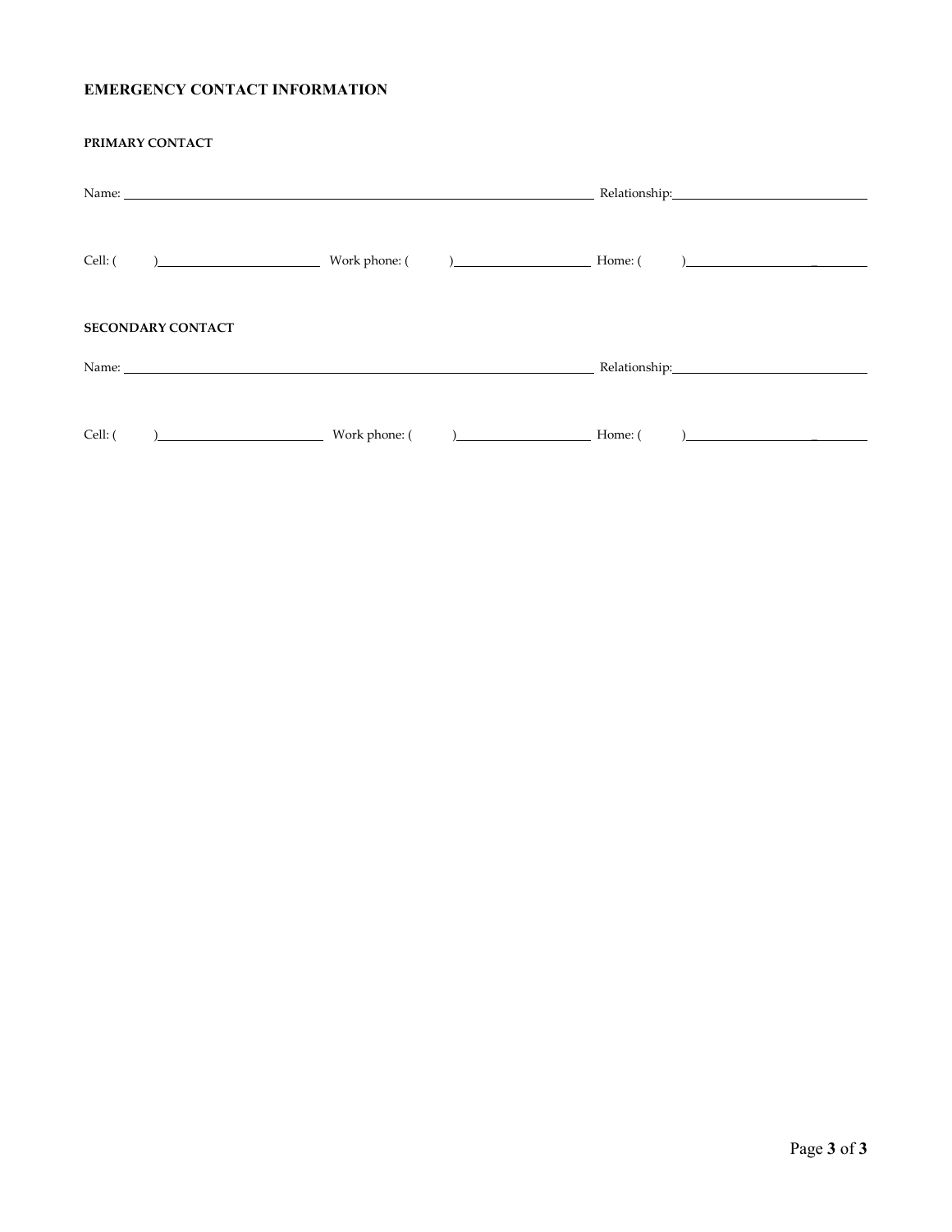## EMERGENCY CONTACT INFORMATION

### PRIMARY CONTACT

Name: ______________________________________________ Relationship: ____________________

Cell: (      ) ____________________ Work phone: (      ) ________________ Home: (      ) ________________

### SECONDARY CONTACT

Name: ______________________________________________ Relationship: ____________________

Cell: (      ) ____________________ Work phone: (      ) ________________ Home: (      ) ________________